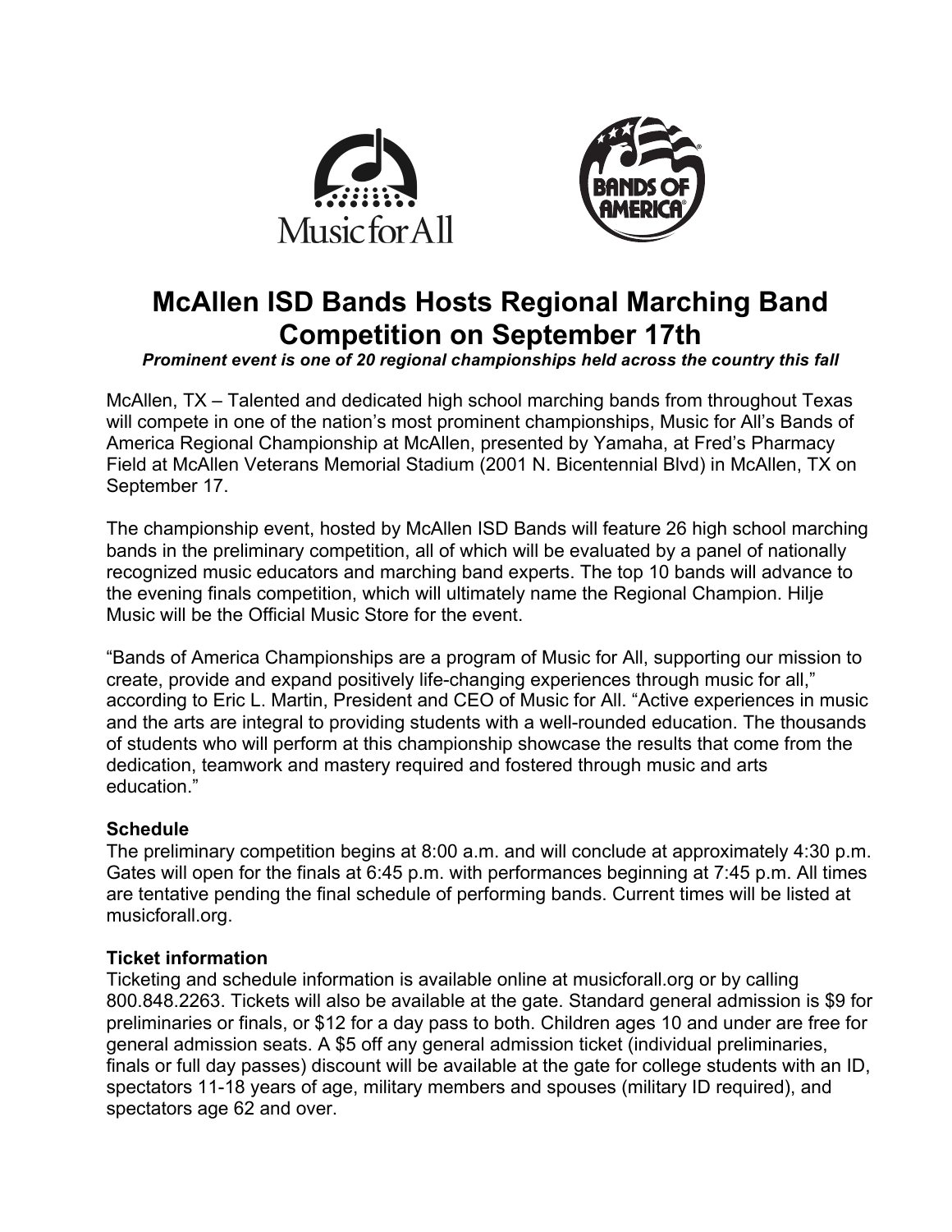# McAllen ISD Bands Hosts Regional Marching Band Competition on September 17th

***Prominent event is one of 20 regional championships held across the country this fall***

McAllen, TX – Talented and dedicated high school marching bands from throughout Texas will compete in one of the nation's most prominent championships, Music for All's Bands of America Regional Championship at McAllen, presented by Yamaha, at Fred's Pharmacy Field at McAllen Veterans Memorial Stadium (2001 N. Bicentennial Blvd) in McAllen, TX on September 17.

The championship event, hosted by McAllen ISD Bands will feature 26 high school marching bands in the preliminary competition, all of which will be evaluated by a panel of nationally recognized music educators and marching band experts. The top 10 bands will advance to the evening finals competition, which will ultimately name the Regional Champion. Hilje Music will be the Official Music Store for the event.

"Bands of America Championships are a program of Music for All, supporting our mission to create, provide and expand positively life-changing experiences through music for all," according to Eric L. Martin, President and CEO of Music for All. "Active experiences in music and the arts are integral to providing students with a well-rounded education. The thousands of students who will perform at this championship showcase the results that come from the dedication, teamwork and mastery required and fostered through music and arts education."

**Schedule**

The preliminary competition begins at 8:00 a.m. and will conclude at approximately 4:30 p.m. Gates will open for the finals at 6:45 p.m. with performances beginning at 7:45 p.m. All times are tentative pending the final schedule of performing bands. Current times will be listed at musicforall.org.

**Ticket information**

Ticketing and schedule information is available online at musicforall.org or by calling 800.848.2263. Tickets will also be available at the gate. Standard general admission is $9 for preliminaries or finals, or $12 for a day pass to both. Children ages 10 and under are free for general admission seats. A $5 off any general admission ticket (individual preliminaries, finals or full day passes) discount will be available at the gate for college students with an ID, spectators 11-18 years of age, military members and spouses (military ID required), and spectators age 62 and over.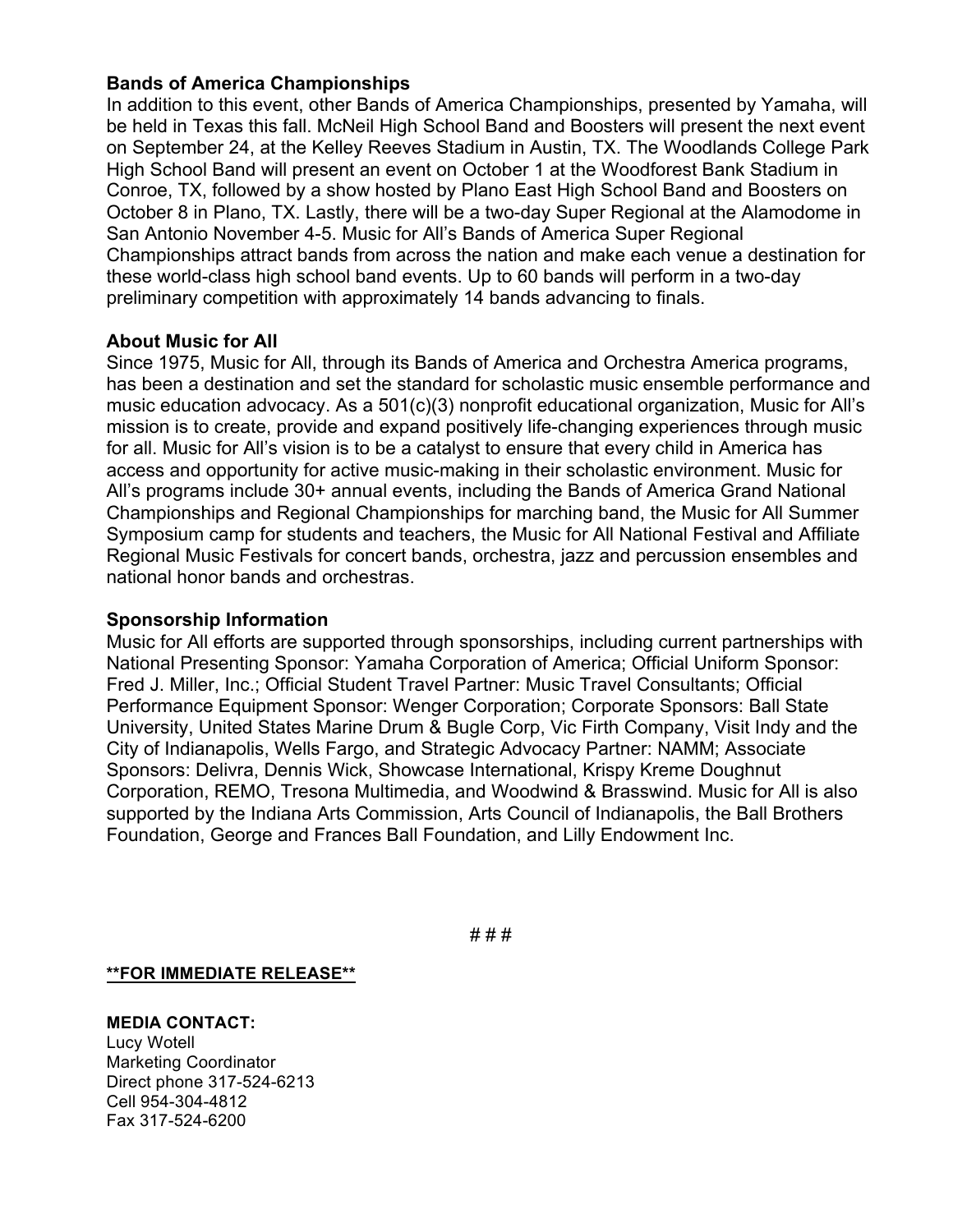**Bands of America Championships**

In addition to this event, other Bands of America Championships, presented by Yamaha, will be held in Texas this fall. McNeil High School Band and Boosters will present the next event on September 24, at the Kelley Reeves Stadium in Austin, TX. The Woodlands College Park High School Band will present an event on October 1 at the Woodforest Bank Stadium in Conroe, TX, followed by a show hosted by Plano East High School Band and Boosters on October 8 in Plano, TX. Lastly, there will be a two-day Super Regional at the Alamodome in San Antonio November 4-5. Music for All's Bands of America Super Regional Championships attract bands from across the nation and make each venue a destination for these world-class high school band events. Up to 60 bands will perform in a two-day preliminary competition with approximately 14 bands advancing to finals.

**About Music for All**

Since 1975, Music for All, through its Bands of America and Orchestra America programs, has been a destination and set the standard for scholastic music ensemble performance and music education advocacy. As a 501(c)(3) nonprofit educational organization, Music for All's mission is to create, provide and expand positively life-changing experiences through music for all. Music for All's vision is to be a catalyst to ensure that every child in America has access and opportunity for active music-making in their scholastic environment. Music for All's programs include 30+ annual events, including the Bands of America Grand National Championships and Regional Championships for marching band, the Music for All Summer Symposium camp for students and teachers, the Music for All National Festival and Affiliate Regional Music Festivals for concert bands, orchestra, jazz and percussion ensembles and national honor bands and orchestras.

**Sponsorship Information**

Music for All efforts are supported through sponsorships, including current partnerships with National Presenting Sponsor: Yamaha Corporation of America; Official Uniform Sponsor: Fred J. Miller, Inc.; Official Student Travel Partner: Music Travel Consultants; Official Performance Equipment Sponsor: Wenger Corporation; Corporate Sponsors: Ball State University, United States Marine Drum & Bugle Corp, Vic Firth Company, Visit Indy and the City of Indianapolis, Wells Fargo, and Strategic Advocacy Partner: NAMM; Associate Sponsors: Delivra, Dennis Wick, Showcase International, Krispy Kreme Doughnut Corporation, REMO, Tresona Multimedia, and Woodwind & Brasswind. Music for All is also supported by the Indiana Arts Commission, Arts Council of Indianapolis, the Ball Brothers Foundation, George and Frances Ball Foundation, and Lilly Endowment Inc.

# # #

**<u>**FOR IMMEDIATE RELEASE**</u>**

**MEDIA CONTACT:**
Lucy Wotell
Marketing Coordinator
Direct phone 317-524-6213
Cell 954-304-4812
Fax 317-524-6200